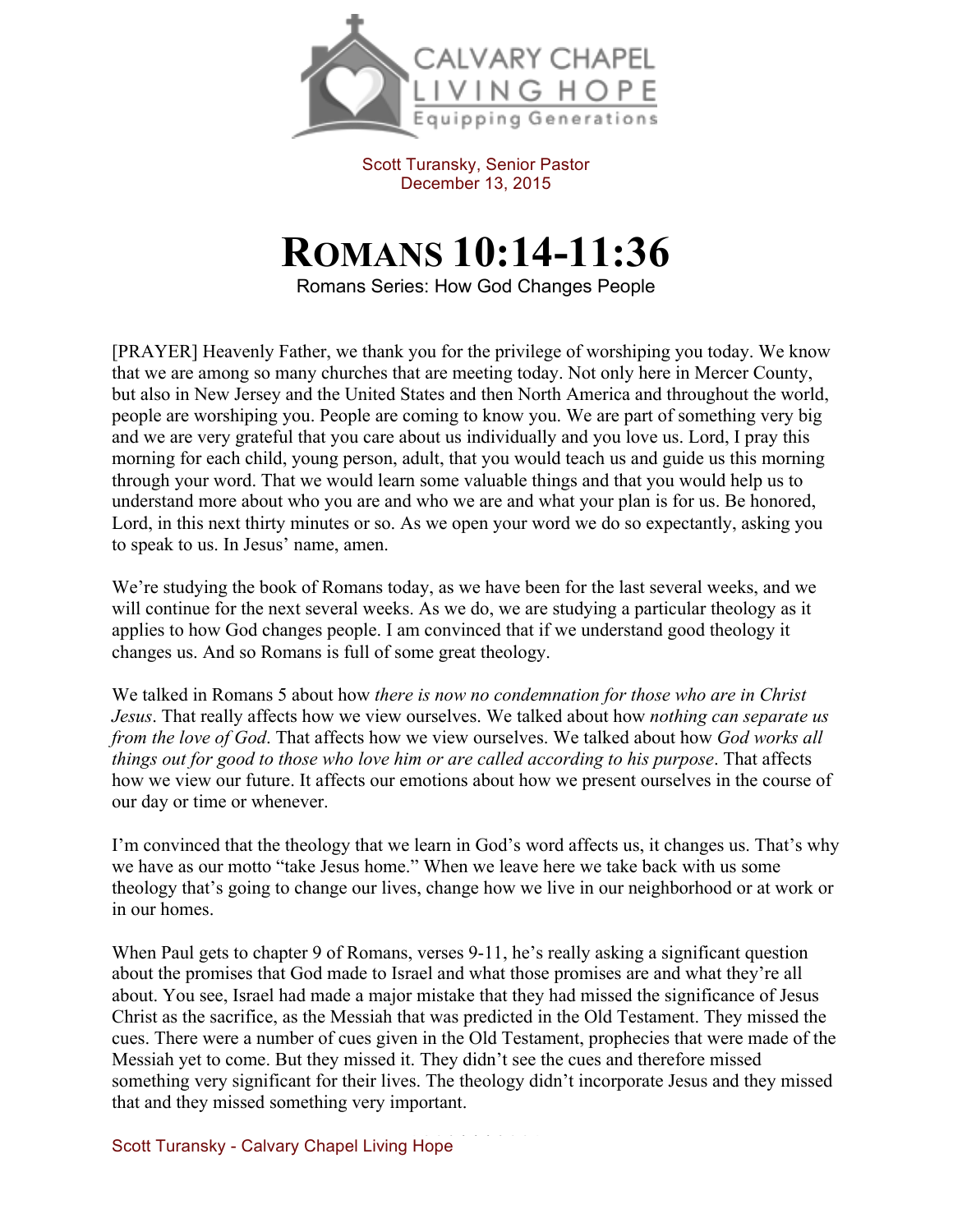CALVARY CHAPEL LIVING HOPE
Equipping Generations

Scott Turansky, Senior Pastor
December 13, 2015

# ROMANS 10:14-11:36

Romans Series: How God Changes People

[PRAYER] Heavenly Father, we thank you for the privilege of worshiping you today. We know that we are among so many churches that are meeting today. Not only here in Mercer County, but also in New Jersey and the United States and then North America and throughout the world, people are worshiping you. People are coming to know you. We are part of something very big and we are very grateful that you care about us individually and you love us. Lord, I pray this morning for each child, young person, adult, that you would teach us and guide us this morning through your word. That we would learn some valuable things and that you would help us to understand more about who you are and who we are and what your plan is for us. Be honored, Lord, in this next thirty minutes or so. As we open your word we do so expectantly, asking you to speak to us. In Jesus' name, amen.

We're studying the book of Romans today, as we have been for the last several weeks, and we will continue for the next several weeks. As we do, we are studying a particular theology as it applies to how God changes people. I am convinced that if we understand good theology it changes us. And so Romans is full of some great theology.

We talked in Romans 5 about how *there is now no condemnation for those who are in Christ Jesus*. That really affects how we view ourselves. We talked about how *nothing can separate us from the love of God*. That affects how we view ourselves. We talked about how *God works all things out for good to those who love him or are called according to his purpose*. That affects how we view our future. It affects our emotions about how we present ourselves in the course of our day or time or whenever.

I'm convinced that the theology that we learn in God's word affects us, it changes us. That's why we have as our motto "take Jesus home." When we leave here we take back with us some theology that's going to change our lives, change how we live in our neighborhood or at work or in our homes.

When Paul gets to chapter 9 of Romans, verses 9-11, he's really asking a significant question about the promises that God made to Israel and what those promises are and what they're all about. You see, Israel had made a major mistake that they had missed the significance of Jesus Christ as the sacrifice, as the Messiah that was predicted in the Old Testament. They missed the cues. There were a number of cues given in the Old Testament, prophecies that were made of the Messiah yet to come. But they missed it. They didn't see the cues and therefore missed something very significant for their lives. The theology didn't incorporate Jesus and they missed that and they missed something very important.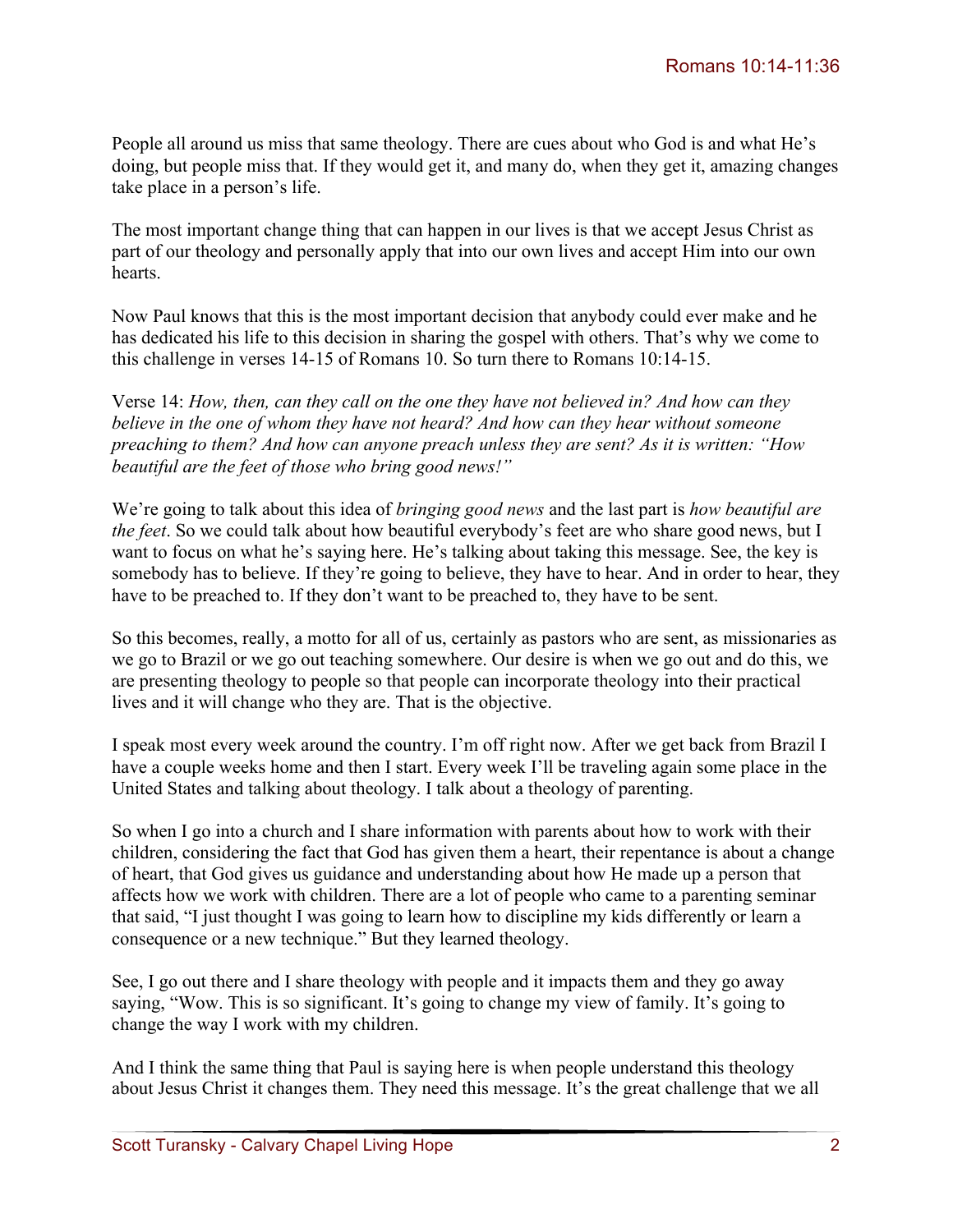People all around us miss that same theology. There are cues about who God is and what He's doing, but people miss that. If they would get it, and many do, when they get it, amazing changes take place in a person's life.

The most important change thing that can happen in our lives is that we accept Jesus Christ as part of our theology and personally apply that into our own lives and accept Him into our own hearts.

Now Paul knows that this is the most important decision that anybody could ever make and he has dedicated his life to this decision in sharing the gospel with others. That's why we come to this challenge in verses 14-15 of Romans 10. So turn there to Romans 10:14-15.

Verse 14: *How, then, can they call on the one they have not believed in? And how can they believe in the one of whom they have not heard? And how can they hear without someone preaching to them? And how can anyone preach unless they are sent? As it is written: "How beautiful are the feet of those who bring good news!"*

We're going to talk about this idea of *bringing good news* and the last part is *how beautiful are the feet*. So we could talk about how beautiful everybody's feet are who share good news, but I want to focus on what he's saying here. He's talking about taking this message. See, the key is somebody has to believe. If they're going to believe, they have to hear. And in order to hear, they have to be preached to. If they don't want to be preached to, they have to be sent.

So this becomes, really, a motto for all of us, certainly as pastors who are sent, as missionaries as we go to Brazil or we go out teaching somewhere. Our desire is when we go out and do this, we are presenting theology to people so that people can incorporate theology into their practical lives and it will change who they are. That is the objective.

I speak most every week around the country. I'm off right now. After we get back from Brazil I have a couple weeks home and then I start. Every week I'll be traveling again some place in the United States and talking about theology. I talk about a theology of parenting.

So when I go into a church and I share information with parents about how to work with their children, considering the fact that God has given them a heart, their repentance is about a change of heart, that God gives us guidance and understanding about how He made up a person that affects how we work with children. There are a lot of people who came to a parenting seminar that said, "I just thought I was going to learn how to discipline my kids differently or learn a consequence or a new technique." But they learned theology.

See, I go out there and I share theology with people and it impacts them and they go away saying, "Wow. This is so significant. It's going to change my view of family. It's going to change the way I work with my children.

And I think the same thing that Paul is saying here is when people understand this theology about Jesus Christ it changes them. They need this message. It's the great challenge that we all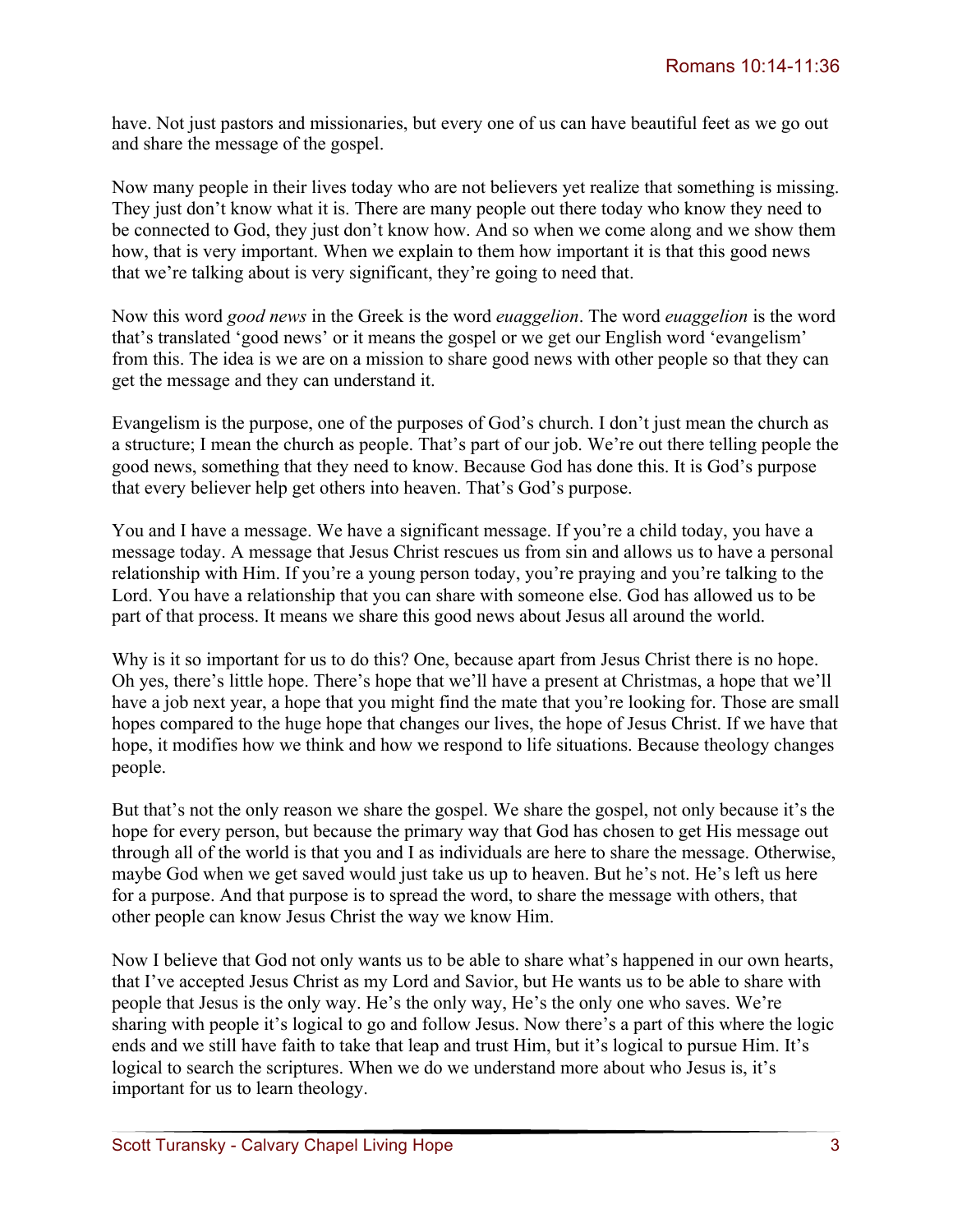have. Not just pastors and missionaries, but every one of us can have beautiful feet as we go out and share the message of the gospel.

Now many people in their lives today who are not believers yet realize that something is missing. They just don't know what it is. There are many people out there today who know they need to be connected to God, they just don't know how. And so when we come along and we show them how, that is very important. When we explain to them how important it is that this good news that we're talking about is very significant, they're going to need that.

Now this word *good news* in the Greek is the word *euaggelion*. The word *euaggelion* is the word that's translated 'good news' or it means the gospel or we get our English word 'evangelism' from this. The idea is we are on a mission to share good news with other people so that they can get the message and they can understand it.

Evangelism is the purpose, one of the purposes of God's church. I don't just mean the church as a structure; I mean the church as people. That's part of our job. We're out there telling people the good news, something that they need to know. Because God has done this. It is God's purpose that every believer help get others into heaven. That's God's purpose.

You and I have a message. We have a significant message. If you're a child today, you have a message today. A message that Jesus Christ rescues us from sin and allows us to have a personal relationship with Him. If you're a young person today, you're praying and you're talking to the Lord. You have a relationship that you can share with someone else. God has allowed us to be part of that process. It means we share this good news about Jesus all around the world.

Why is it so important for us to do this? One, because apart from Jesus Christ there is no hope. Oh yes, there's little hope. There's hope that we'll have a present at Christmas, a hope that we'll have a job next year, a hope that you might find the mate that you're looking for. Those are small hopes compared to the huge hope that changes our lives, the hope of Jesus Christ. If we have that hope, it modifies how we think and how we respond to life situations. Because theology changes people.

But that's not the only reason we share the gospel. We share the gospel, not only because it's the hope for every person, but because the primary way that God has chosen to get His message out through all of the world is that you and I as individuals are here to share the message. Otherwise, maybe God when we get saved would just take us up to heaven. But he's not. He's left us here for a purpose. And that purpose is to spread the word, to share the message with others, that other people can know Jesus Christ the way we know Him.

Now I believe that God not only wants us to be able to share what's happened in our own hearts, that I've accepted Jesus Christ as my Lord and Savior, but He wants us to be able to share with people that Jesus is the only way. He's the only way, He's the only one who saves. We're sharing with people it's logical to go and follow Jesus. Now there's a part of this where the logic ends and we still have faith to take that leap and trust Him, but it's logical to pursue Him. It's logical to search the scriptures. When we do we understand more about who Jesus is, it's important for us to learn theology.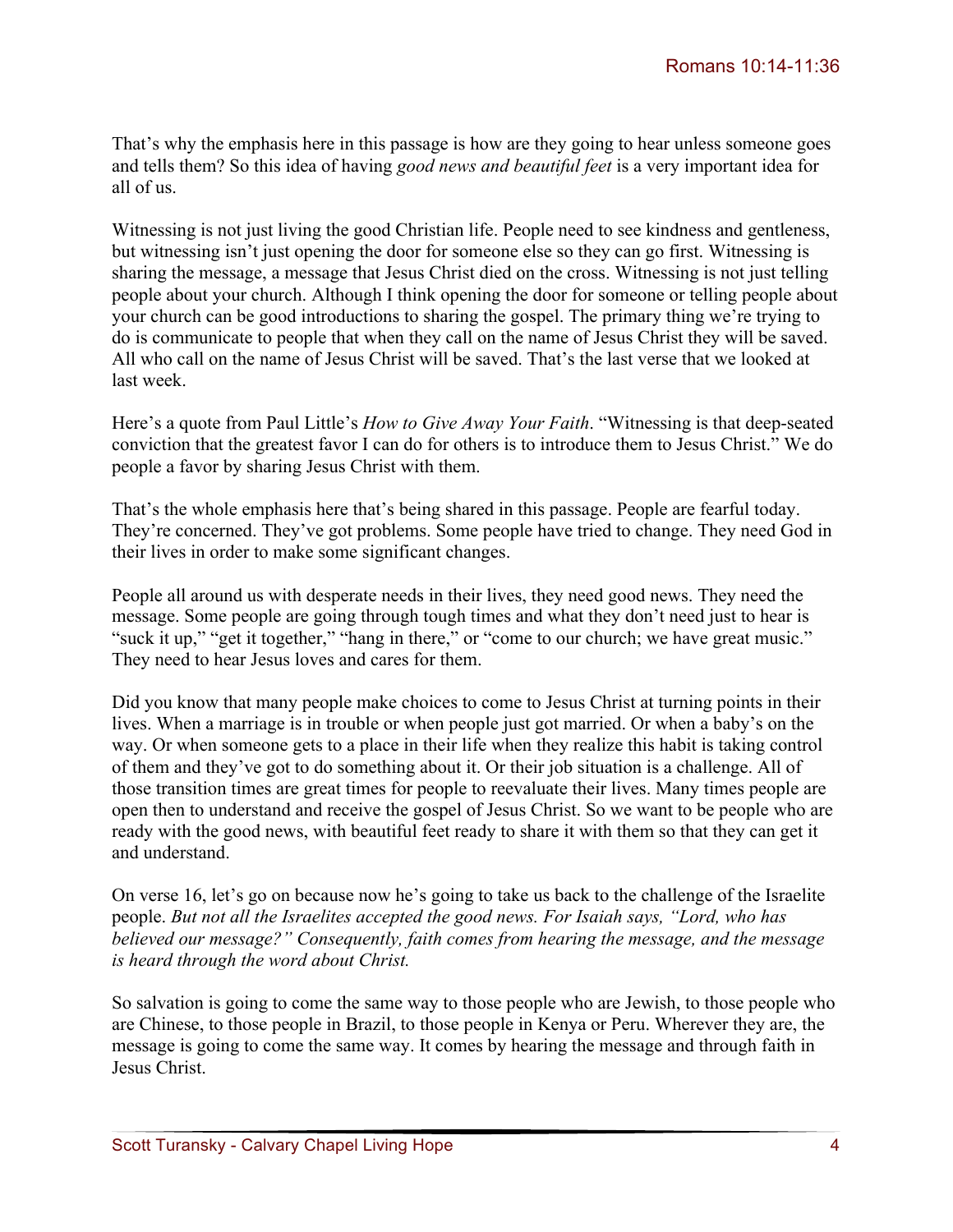That's why the emphasis here in this passage is how are they going to hear unless someone goes and tells them? So this idea of having *good news and beautiful feet* is a very important idea for all of us.

Witnessing is not just living the good Christian life. People need to see kindness and gentleness, but witnessing isn't just opening the door for someone else so they can go first. Witnessing is sharing the message, a message that Jesus Christ died on the cross. Witnessing is not just telling people about your church. Although I think opening the door for someone or telling people about your church can be good introductions to sharing the gospel. The primary thing we're trying to do is communicate to people that when they call on the name of Jesus Christ they will be saved. All who call on the name of Jesus Christ will be saved. That's the last verse that we looked at last week.

Here's a quote from Paul Little's *How to Give Away Your Faith*. "Witnessing is that deep-seated conviction that the greatest favor I can do for others is to introduce them to Jesus Christ." We do people a favor by sharing Jesus Christ with them.

That's the whole emphasis here that's being shared in this passage. People are fearful today. They're concerned. They've got problems. Some people have tried to change. They need God in their lives in order to make some significant changes.

People all around us with desperate needs in their lives, they need good news. They need the message. Some people are going through tough times and what they don't need just to hear is "suck it up," "get it together," "hang in there," or "come to our church; we have great music." They need to hear Jesus loves and cares for them.

Did you know that many people make choices to come to Jesus Christ at turning points in their lives. When a marriage is in trouble or when people just got married. Or when a baby's on the way. Or when someone gets to a place in their life when they realize this habit is taking control of them and they've got to do something about it. Or their job situation is a challenge. All of those transition times are great times for people to reevaluate their lives. Many times people are open then to understand and receive the gospel of Jesus Christ. So we want to be people who are ready with the good news, with beautiful feet ready to share it with them so that they can get it and understand.

On verse 16, let's go on because now he's going to take us back to the challenge of the Israelite people. *But not all the Israelites accepted the good news. For Isaiah says, "Lord, who has believed our message?" Consequently, faith comes from hearing the message, and the message is heard through the word about Christ.*

So salvation is going to come the same way to those people who are Jewish, to those people who are Chinese, to those people in Brazil, to those people in Kenya or Peru. Wherever they are, the message is going to come the same way. It comes by hearing the message and through faith in Jesus Christ.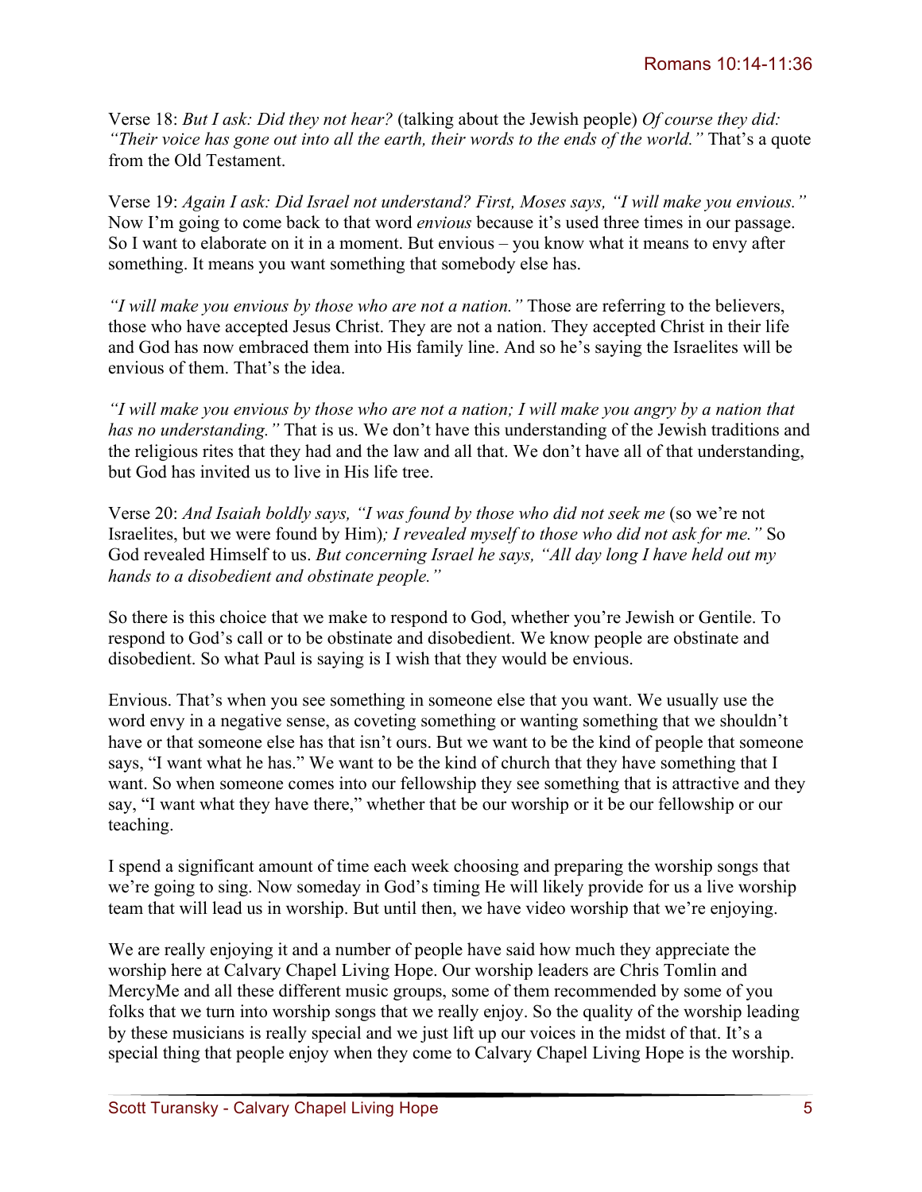Verse 18: *But I ask: Did they not hear?* (talking about the Jewish people) *Of course they did: "Their voice has gone out into all the earth, their words to the ends of the world."* That's a quote from the Old Testament.

Verse 19: *Again I ask: Did Israel not understand? First, Moses says, "I will make you envious."* Now I'm going to come back to that word *envious* because it's used three times in our passage. So I want to elaborate on it in a moment. But envious – you know what it means to envy after something. It means you want something that somebody else has.

*"I will make you envious by those who are not a nation."* Those are referring to the believers, those who have accepted Jesus Christ. They are not a nation. They accepted Christ in their life and God has now embraced them into His family line. And so he's saying the Israelites will be envious of them. That's the idea.

*"I will make you envious by those who are not a nation; I will make you angry by a nation that has no understanding."* That is us. We don't have this understanding of the Jewish traditions and the religious rites that they had and the law and all that. We don't have all of that understanding, but God has invited us to live in His life tree.

Verse 20: *And Isaiah boldly says, "I was found by those who did not seek me* (so we're not Israelites, but we were found by Him)*; I revealed myself to those who did not ask for me."* So God revealed Himself to us. *But concerning Israel he says, "All day long I have held out my hands to a disobedient and obstinate people."*

So there is this choice that we make to respond to God, whether you're Jewish or Gentile. To respond to God's call or to be obstinate and disobedient. We know people are obstinate and disobedient. So what Paul is saying is I wish that they would be envious.

Envious. That's when you see something in someone else that you want. We usually use the word envy in a negative sense, as coveting something or wanting something that we shouldn't have or that someone else has that isn't ours. But we want to be the kind of people that someone says, "I want what he has." We want to be the kind of church that they have something that I want. So when someone comes into our fellowship they see something that is attractive and they say, "I want what they have there," whether that be our worship or it be our fellowship or our teaching.

I spend a significant amount of time each week choosing and preparing the worship songs that we're going to sing. Now someday in God's timing He will likely provide for us a live worship team that will lead us in worship. But until then, we have video worship that we're enjoying.

We are really enjoying it and a number of people have said how much they appreciate the worship here at Calvary Chapel Living Hope. Our worship leaders are Chris Tomlin and MercyMe and all these different music groups, some of them recommended by some of you folks that we turn into worship songs that we really enjoy. So the quality of the worship leading by these musicians is really special and we just lift up our voices in the midst of that. It's a special thing that people enjoy when they come to Calvary Chapel Living Hope is the worship.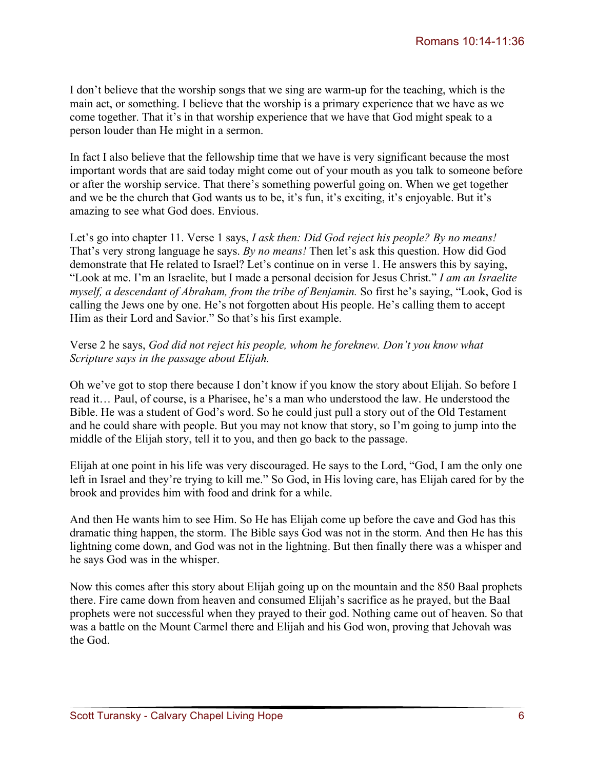I don't believe that the worship songs that we sing are warm-up for the teaching, which is the main act, or something. I believe that the worship is a primary experience that we have as we come together. That it's in that worship experience that we have that God might speak to a person louder than He might in a sermon.

In fact I also believe that the fellowship time that we have is very significant because the most important words that are said today might come out of your mouth as you talk to someone before or after the worship service. That there's something powerful going on. When we get together and we be the church that God wants us to be, it's fun, it's exciting, it's enjoyable. But it's amazing to see what God does. Envious.

Let's go into chapter 11. Verse 1 says, *I ask then: Did God reject his people? By no means!* That's very strong language he says. *By no means!* Then let's ask this question. How did God demonstrate that He related to Israel? Let's continue on in verse 1. He answers this by saying, "Look at me. I'm an Israelite, but I made a personal decision for Jesus Christ." *I am an Israelite myself, a descendant of Abraham, from the tribe of Benjamin.* So first he's saying, "Look, God is calling the Jews one by one. He's not forgotten about His people. He's calling them to accept Him as their Lord and Savior." So that's his first example.

Verse 2 he says, *God did not reject his people, whom he foreknew. Don't you know what Scripture says in the passage about Elijah.*

Oh we've got to stop there because I don't know if you know the story about Elijah. So before I read it… Paul, of course, is a Pharisee, he's a man who understood the law. He understood the Bible. He was a student of God's word. So he could just pull a story out of the Old Testament and he could share with people. But you may not know that story, so I'm going to jump into the middle of the Elijah story, tell it to you, and then go back to the passage.

Elijah at one point in his life was very discouraged. He says to the Lord, "God, I am the only one left in Israel and they're trying to kill me." So God, in His loving care, has Elijah cared for by the brook and provides him with food and drink for a while.

And then He wants him to see Him. So He has Elijah come up before the cave and God has this dramatic thing happen, the storm. The Bible says God was not in the storm. And then He has this lightning come down, and God was not in the lightning. But then finally there was a whisper and he says God was in the whisper.

Now this comes after this story about Elijah going up on the mountain and the 850 Baal prophets there. Fire came down from heaven and consumed Elijah's sacrifice as he prayed, but the Baal prophets were not successful when they prayed to their god. Nothing came out of heaven. So that was a battle on the Mount Carmel there and Elijah and his God won, proving that Jehovah was the God.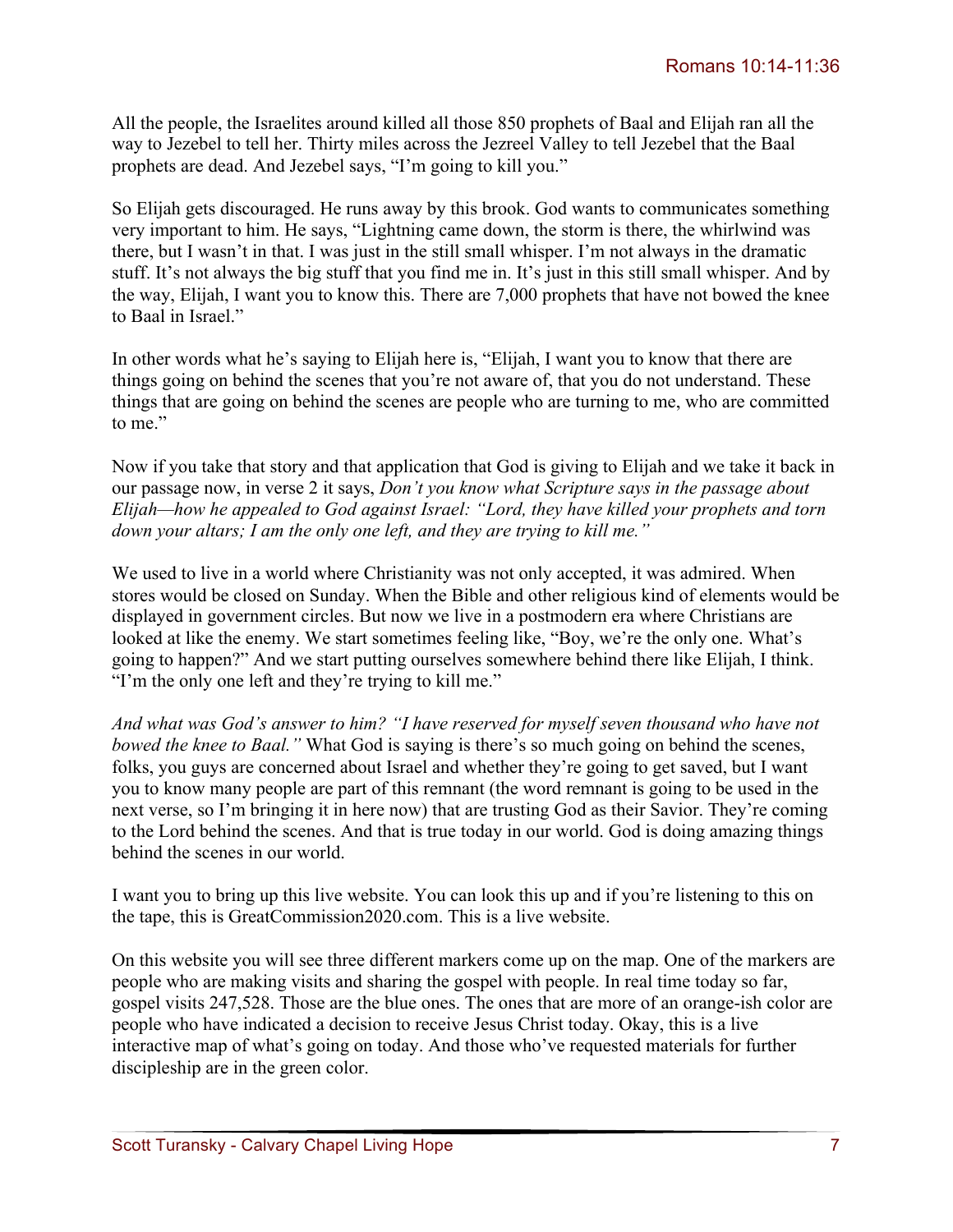All the people, the Israelites around killed all those 850 prophets of Baal and Elijah ran all the way to Jezebel to tell her. Thirty miles across the Jezreel Valley to tell Jezebel that the Baal prophets are dead. And Jezebel says, "I'm going to kill you."

So Elijah gets discouraged. He runs away by this brook. God wants to communicates something very important to him. He says, "Lightning came down, the storm is there, the whirlwind was there, but I wasn't in that. I was just in the still small whisper. I'm not always in the dramatic stuff. It's not always the big stuff that you find me in. It's just in this still small whisper. And by the way, Elijah, I want you to know this. There are 7,000 prophets that have not bowed the knee to Baal in Israel."

In other words what he's saying to Elijah here is, "Elijah, I want you to know that there are things going on behind the scenes that you're not aware of, that you do not understand. These things that are going on behind the scenes are people who are turning to me, who are committed to me."

Now if you take that story and that application that God is giving to Elijah and we take it back in our passage now, in verse 2 it says, *Don't you know what Scripture says in the passage about Elijah—how he appealed to God against Israel: "Lord, they have killed your prophets and torn down your altars; I am the only one left, and they are trying to kill me."*

We used to live in a world where Christianity was not only accepted, it was admired. When stores would be closed on Sunday. When the Bible and other religious kind of elements would be displayed in government circles. But now we live in a postmodern era where Christians are looked at like the enemy. We start sometimes feeling like, "Boy, we're the only one. What's going to happen?" And we start putting ourselves somewhere behind there like Elijah, I think. "I'm the only one left and they're trying to kill me."

*And what was God's answer to him? "I have reserved for myself seven thousand who have not bowed the knee to Baal."* What God is saying is there's so much going on behind the scenes, folks, you guys are concerned about Israel and whether they're going to get saved, but I want you to know many people are part of this remnant (the word remnant is going to be used in the next verse, so I'm bringing it in here now) that are trusting God as their Savior. They're coming to the Lord behind the scenes. And that is true today in our world. God is doing amazing things behind the scenes in our world.

I want you to bring up this live website. You can look this up and if you're listening to this on the tape, this is GreatCommission2020.com. This is a live website.

On this website you will see three different markers come up on the map. One of the markers are people who are making visits and sharing the gospel with people. In real time today so far, gospel visits 247,528. Those are the blue ones. The ones that are more of an orange-ish color are people who have indicated a decision to receive Jesus Christ today. Okay, this is a live interactive map of what's going on today. And those who've requested materials for further discipleship are in the green color.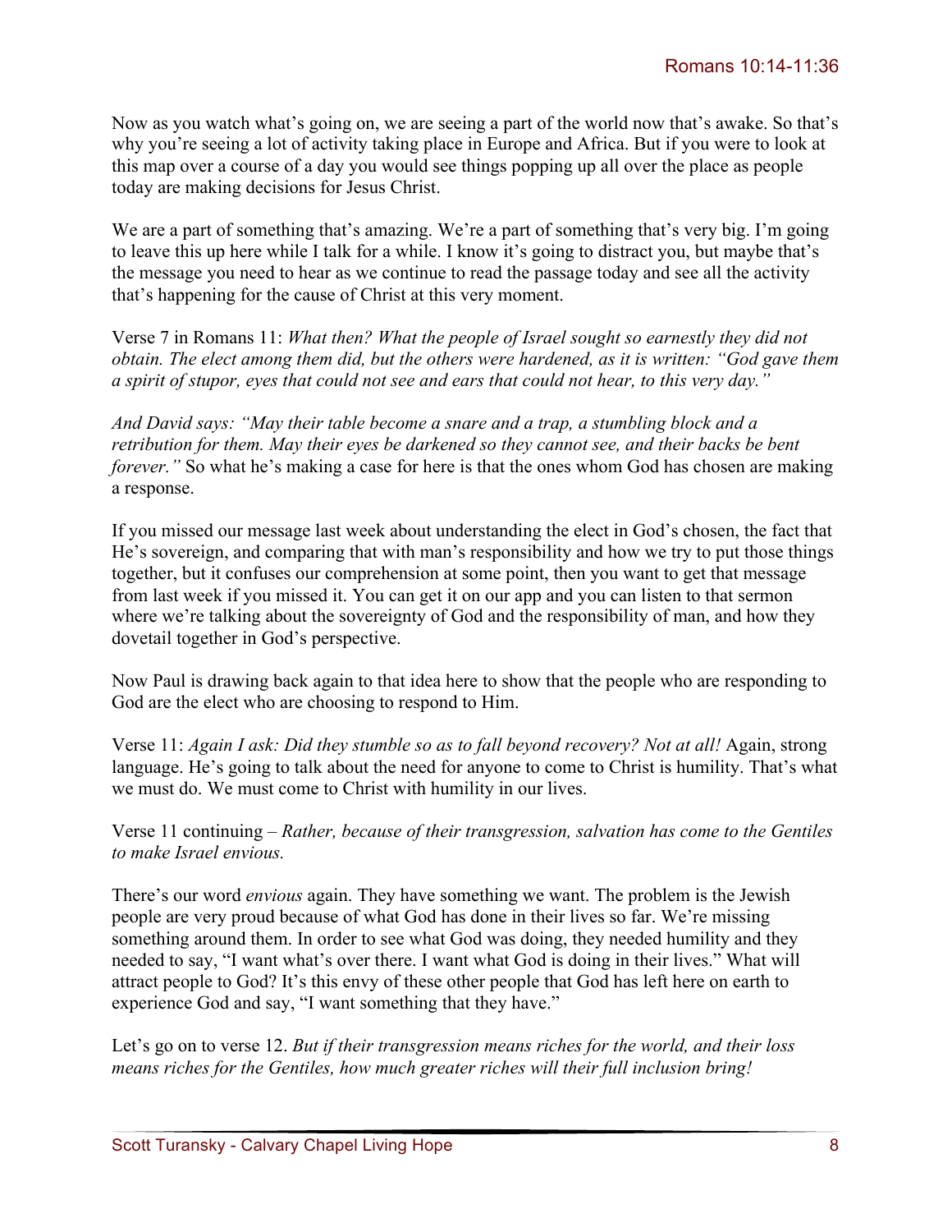Now as you watch what's going on, we are seeing a part of the world now that's awake. So that's why you're seeing a lot of activity taking place in Europe and Africa. But if you were to look at this map over a course of a day you would see things popping up all over the place as people today are making decisions for Jesus Christ.

We are a part of something that's amazing. We're a part of something that's very big. I'm going to leave this up here while I talk for a while. I know it's going to distract you, but maybe that's the message you need to hear as we continue to read the passage today and see all the activity that's happening for the cause of Christ at this very moment.

Verse 7 in Romans 11: *What then? What the people of Israel sought so earnestly they did not obtain. The elect among them did, but the others were hardened, as it is written: "God gave them a spirit of stupor, eyes that could not see and ears that could not hear, to this very day."*

*And David says: "May their table become a snare and a trap, a stumbling block and a retribution for them. May their eyes be darkened so they cannot see, and their backs be bent forever."* So what he's making a case for here is that the ones whom God has chosen are making a response.

If you missed our message last week about understanding the elect in God's chosen, the fact that He's sovereign, and comparing that with man's responsibility and how we try to put those things together, but it confuses our comprehension at some point, then you want to get that message from last week if you missed it. You can get it on our app and you can listen to that sermon where we're talking about the sovereignty of God and the responsibility of man, and how they dovetail together in God's perspective.

Now Paul is drawing back again to that idea here to show that the people who are responding to God are the elect who are choosing to respond to Him.

Verse 11: *Again I ask: Did they stumble so as to fall beyond recovery? Not at all!* Again, strong language. He's going to talk about the need for anyone to come to Christ is humility. That's what we must do. We must come to Christ with humility in our lives.

Verse 11 continuing – *Rather, because of their transgression, salvation has come to the Gentiles to make Israel envious.*

There's our word *envious* again. They have something we want. The problem is the Jewish people are very proud because of what God has done in their lives so far. We're missing something around them. In order to see what God was doing, they needed humility and they needed to say, "I want what's over there. I want what God is doing in their lives." What will attract people to God? It's this envy of these other people that God has left here on earth to experience God and say, "I want something that they have."

Let's go on to verse 12. *But if their transgression means riches for the world, and their loss means riches for the Gentiles, how much greater riches will their full inclusion bring!*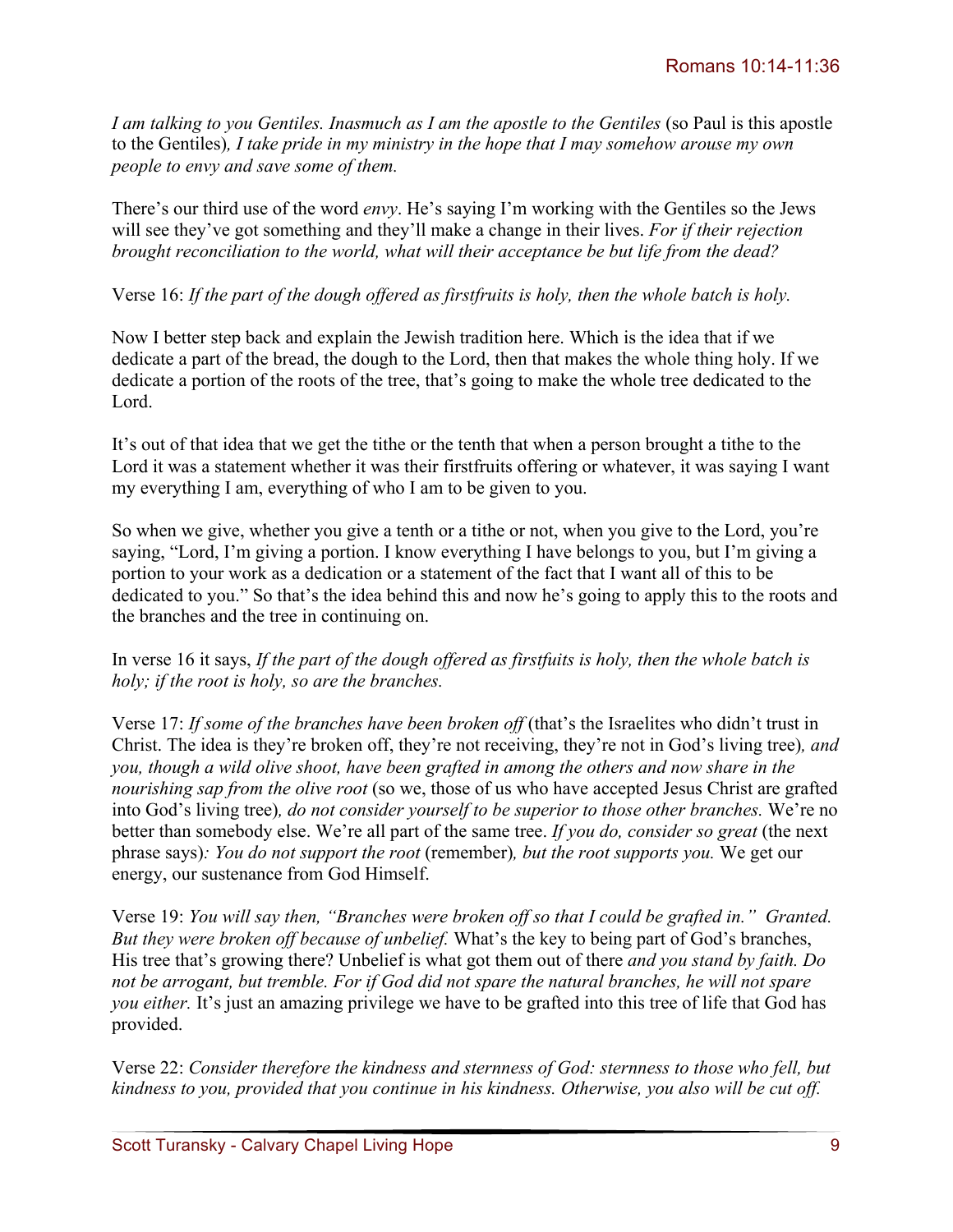*I am talking to you Gentiles. Inasmuch as I am the apostle to the Gentiles* (so Paul is this apostle to the Gentiles)*, I take pride in my ministry in the hope that I may somehow arouse my own people to envy and save some of them.*

There's our third use of the word *envy*. He's saying I'm working with the Gentiles so the Jews will see they've got something and they'll make a change in their lives. *For if their rejection brought reconciliation to the world, what will their acceptance be but life from the dead?*

Verse 16: *If the part of the dough offered as firstfruits is holy, then the whole batch is holy.*

Now I better step back and explain the Jewish tradition here. Which is the idea that if we dedicate a part of the bread, the dough to the Lord, then that makes the whole thing holy. If we dedicate a portion of the roots of the tree, that's going to make the whole tree dedicated to the Lord.

It's out of that idea that we get the tithe or the tenth that when a person brought a tithe to the Lord it was a statement whether it was their firstfruits offering or whatever, it was saying I want my everything I am, everything of who I am to be given to you.

So when we give, whether you give a tenth or a tithe or not, when you give to the Lord, you're saying, "Lord, I'm giving a portion. I know everything I have belongs to you, but I'm giving a portion to your work as a dedication or a statement of the fact that I want all of this to be dedicated to you." So that's the idea behind this and now he's going to apply this to the roots and the branches and the tree in continuing on.

In verse 16 it says, *If the part of the dough offered as firstfuits is holy, then the whole batch is holy; if the root is holy, so are the branches.*

Verse 17: *If some of the branches have been broken off* (that's the Israelites who didn't trust in Christ. The idea is they're broken off, they're not receiving, they're not in God's living tree)*, and you, though a wild olive shoot, have been grafted in among the others and now share in the nourishing sap from the olive root* (so we, those of us who have accepted Jesus Christ are grafted into God's living tree)*, do not consider yourself to be superior to those other branches.* We're no better than somebody else. We're all part of the same tree. *If you do, consider so great* (the next phrase says)*: You do not support the root* (remember)*, but the root supports you.* We get our energy, our sustenance from God Himself.

Verse 19: *You will say then, "Branches were broken off so that I could be grafted in." Granted. But they were broken off because of unbelief.* What's the key to being part of God's branches, His tree that's growing there? Unbelief is what got them out of there *and you stand by faith. Do not be arrogant, but tremble. For if God did not spare the natural branches, he will not spare you either.* It's just an amazing privilege we have to be grafted into this tree of life that God has provided.

Verse 22: *Consider therefore the kindness and sternness of God: sternness to those who fell, but kindness to you, provided that you continue in his kindness. Otherwise, you also will be cut off.*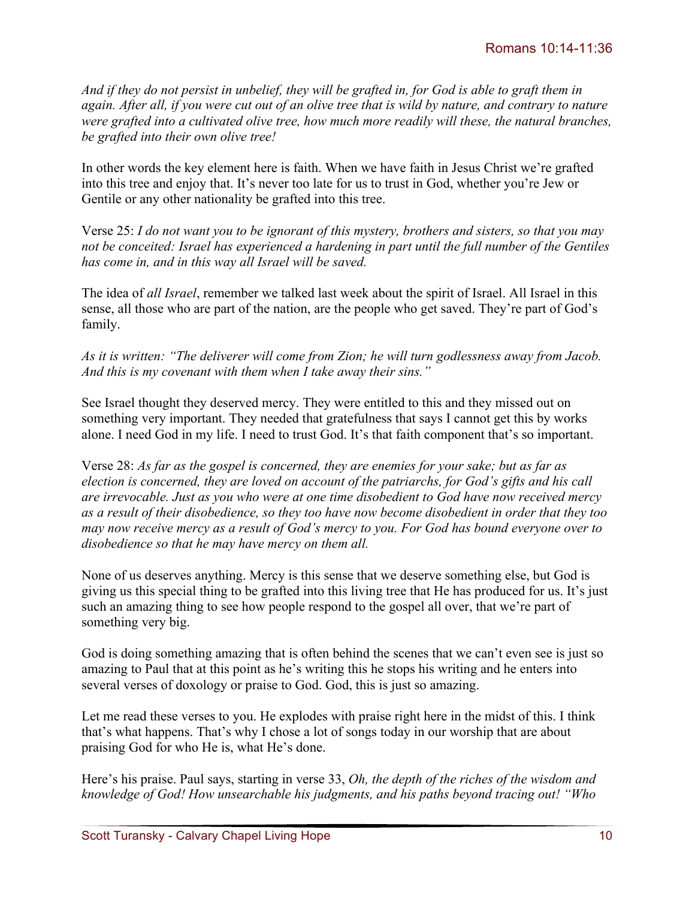*And if they do not persist in unbelief, they will be grafted in, for God is able to graft them in again. After all, if you were cut out of an olive tree that is wild by nature, and contrary to nature were grafted into a cultivated olive tree, how much more readily will these, the natural branches, be grafted into their own olive tree!*

In other words the key element here is faith. When we have faith in Jesus Christ we're grafted into this tree and enjoy that. It's never too late for us to trust in God, whether you're Jew or Gentile or any other nationality be grafted into this tree.

Verse 25: *I do not want you to be ignorant of this mystery, brothers and sisters, so that you may not be conceited: Israel has experienced a hardening in part until the full number of the Gentiles has come in, and in this way all Israel will be saved.*

The idea of *all Israel*, remember we talked last week about the spirit of Israel. All Israel in this sense, all those who are part of the nation, are the people who get saved. They're part of God's family.

*As it is written: "The deliverer will come from Zion; he will turn godlessness away from Jacob. And this is my covenant with them when I take away their sins."*

See Israel thought they deserved mercy. They were entitled to this and they missed out on something very important. They needed that gratefulness that says I cannot get this by works alone. I need God in my life. I need to trust God. It's that faith component that's so important.

Verse 28: *As far as the gospel is concerned, they are enemies for your sake; but as far as election is concerned, they are loved on account of the patriarchs, for God's gifts and his call are irrevocable. Just as you who were at one time disobedient to God have now received mercy as a result of their disobedience, so they too have now become disobedient in order that they too may now receive mercy as a result of God's mercy to you. For God has bound everyone over to disobedience so that he may have mercy on them all.*

None of us deserves anything. Mercy is this sense that we deserve something else, but God is giving us this special thing to be grafted into this living tree that He has produced for us. It's just such an amazing thing to see how people respond to the gospel all over, that we're part of something very big.

God is doing something amazing that is often behind the scenes that we can't even see is just so amazing to Paul that at this point as he's writing this he stops his writing and he enters into several verses of doxology or praise to God. God, this is just so amazing.

Let me read these verses to you. He explodes with praise right here in the midst of this. I think that's what happens. That's why I chose a lot of songs today in our worship that are about praising God for who He is, what He's done.

Here's his praise. Paul says, starting in verse 33, *Oh, the depth of the riches of the wisdom and knowledge of God! How unsearchable his judgments, and his paths beyond tracing out! "Who*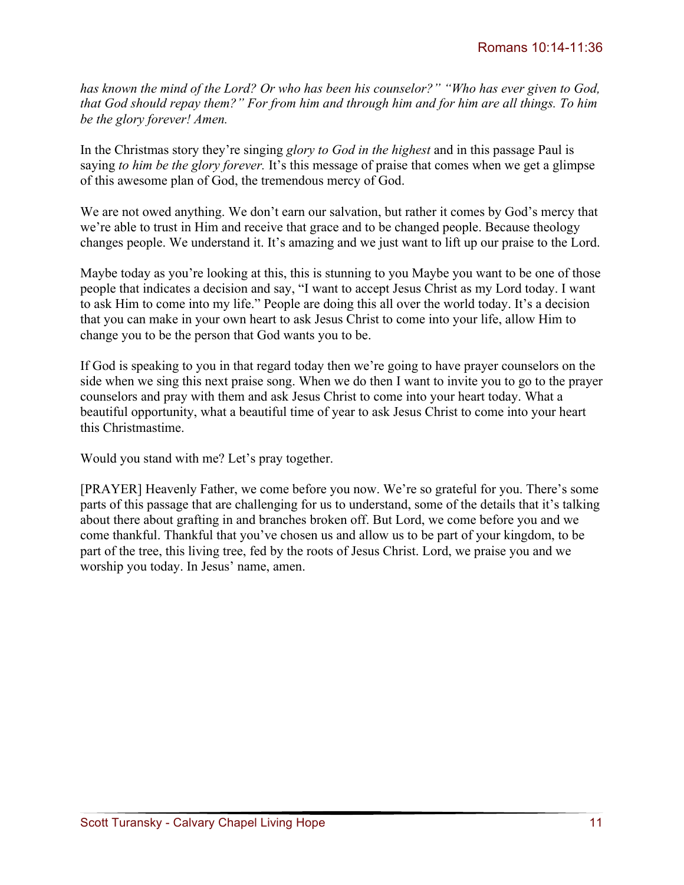*has known the mind of the Lord? Or who has been his counselor?" "Who has ever given to God, that God should repay them?" For from him and through him and for him are all things. To him be the glory forever! Amen.*

In the Christmas story they're singing *glory to God in the highest* and in this passage Paul is saying *to him be the glory forever.* It's this message of praise that comes when we get a glimpse of this awesome plan of God, the tremendous mercy of God.

We are not owed anything. We don't earn our salvation, but rather it comes by God's mercy that we're able to trust in Him and receive that grace and to be changed people. Because theology changes people. We understand it. It's amazing and we just want to lift up our praise to the Lord.

Maybe today as you're looking at this, this is stunning to you Maybe you want to be one of those people that indicates a decision and say, "I want to accept Jesus Christ as my Lord today. I want to ask Him to come into my life." People are doing this all over the world today. It's a decision that you can make in your own heart to ask Jesus Christ to come into your life, allow Him to change you to be the person that God wants you to be.

If God is speaking to you in that regard today then we're going to have prayer counselors on the side when we sing this next praise song. When we do then I want to invite you to go to the prayer counselors and pray with them and ask Jesus Christ to come into your heart today. What a beautiful opportunity, what a beautiful time of year to ask Jesus Christ to come into your heart this Christmastime.

Would you stand with me? Let's pray together.

[PRAYER] Heavenly Father, we come before you now. We're so grateful for you. There's some parts of this passage that are challenging for us to understand, some of the details that it's talking about there about grafting in and branches broken off. But Lord, we come before you and we come thankful. Thankful that you've chosen us and allow us to be part of your kingdom, to be part of the tree, this living tree, fed by the roots of Jesus Christ. Lord, we praise you and we worship you today. In Jesus' name, amen.